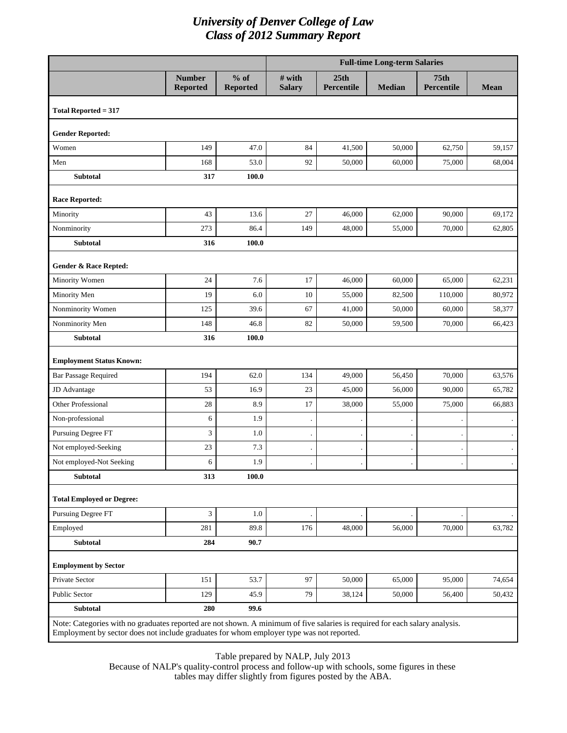# University of Denver College of Law
## Class of 2012 Summary Report

| | | | Full-time Long-term Salaries | | | | |
|---|---|---|---|---|---|---|---|
| | Number Reported | % of Reported | # with Salary | 25th Percentile | Median | 75th Percentile | Mean |
| **Total Reported = 317** | | | | | | | |
| **Gender Reported:** | | | | | | | |
| Women | 149 | 47.0 | 84 | 41,500 | 50,000 | 62,750 | 59,157 |
| Men | 168 | 53.0 | 92 | 50,000 | 60,000 | 75,000 | 68,004 |
| **Subtotal** | **317** | **100.0** | | | | | |
| **Race Reported:** | | | | | | | |
| Minority | 43 | 13.6 | 27 | 46,000 | 62,000 | 90,000 | 69,172 |
| Nonminority | 273 | 86.4 | 149 | 48,000 | 55,000 | 70,000 | 62,805 |
| **Subtotal** | **316** | **100.0** | | | | | |
| **Gender & Race Repted:** | | | | | | | |
| Minority Women | 24 | 7.6 | 17 | 46,000 | 60,000 | 65,000 | 62,231 |
| Minority Men | 19 | 6.0 | 10 | 55,000 | 82,500 | 110,000 | 80,972 |
| Nonminority Women | 125 | 39.6 | 67 | 41,000 | 50,000 | 60,000 | 58,377 |
| Nonminority Men | 148 | 46.8 | 82 | 50,000 | 59,500 | 70,000 | 66,423 |
| **Subtotal** | **316** | **100.0** | | | | | |
| **Employment Status Known:** | | | | | | | |
| Bar Passage Required | 194 | 62.0 | 134 | 49,000 | 56,450 | 70,000 | 63,576 |
| JD Advantage | 53 | 16.9 | 23 | 45,000 | 56,000 | 90,000 | 65,782 |
| Other Professional | 28 | 8.9 | 17 | 38,000 | 55,000 | 75,000 | 66,883 |
| Non-professional | 6 | 1.9 | . | . | . | . | . |
| Pursuing Degree FT | 3 | 1.0 | . | . | . | . | . |
| Not employed-Seeking | 23 | 7.3 | . | . | . | . | . |
| Not employed-Not Seeking | 6 | 1.9 | . | . | . | . | . |
| **Subtotal** | **313** | **100.0** | | | | | |
| **Total Employed or Degree:** | | | | | | | |
| Pursuing Degree FT | 3 | 1.0 | . | . | . | . | . |
| Employed | 281 | 89.8 | 176 | 48,000 | 56,000 | 70,000 | 63,782 |
| **Subtotal** | **284** | **90.7** | | | | | |
| **Employment by Sector** | | | | | | | |
| Private Sector | 151 | 53.7 | 97 | 50,000 | 65,000 | 95,000 | 74,654 |
| Public Sector | 129 | 45.9 | 79 | 38,124 | 50,000 | 56,400 | 50,432 |
| **Subtotal** | **280** | **99.6** | | | | | |

Note: Categories with no graduates reported are not shown. A minimum of five salaries is required for each salary analysis. Employment by sector does not include graduates for whom employer type was not reported.

Table prepared by NALP, July 2013
Because of NALP's quality-control process and follow-up with schools, some figures in these tables may differ slightly from figures posted by the ABA.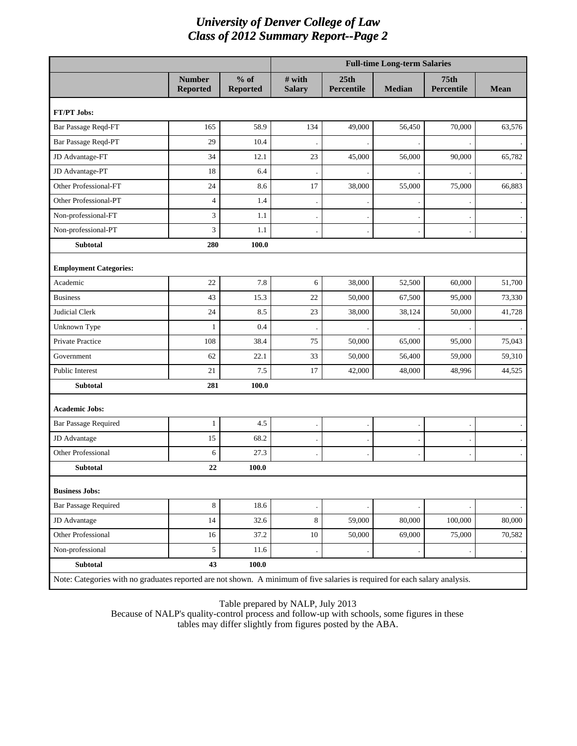# *University of Denver College of Law*
# *Class of 2012 Summary Report--Page 2*

| | | | Full-time Long-term Salaries | | | | |
|---|---|---|---|---|---|---|---|
| | Number Reported | % of Reported | # with Salary | 25th Percentile | Median | 75th Percentile | Mean |
| **FT/PT Jobs:** | | | | | | | |
| Bar Passage Reqd-FT | 165 | 58.9 | 134 | 49,000 | 56,450 | 70,000 | 63,576 |
| Bar Passage Reqd-PT | 29 | 10.4 | . | . | . | . | . |
| JD Advantage-FT | 34 | 12.1 | 23 | 45,000 | 56,000 | 90,000 | 65,782 |
| JD Advantage-PT | 18 | 6.4 | . | . | . | . | . |
| Other Professional-FT | 24 | 8.6 | 17 | 38,000 | 55,000 | 75,000 | 66,883 |
| Other Professional-PT | 4 | 1.4 | . | . | . | . | . |
| Non-professional-FT | 3 | 1.1 | . | . | . | . | . |
| Non-professional-PT | 3 | 1.1 | . | . | . | . | . |
| **Subtotal** | **280** | **100.0** | | | | | |
| **Employment Categories:** | | | | | | | |
| Academic | 22 | 7.8 | 6 | 38,000 | 52,500 | 60,000 | 51,700 |
| Business | 43 | 15.3 | 22 | 50,000 | 67,500 | 95,000 | 73,330 |
| Judicial Clerk | 24 | 8.5 | 23 | 38,000 | 38,124 | 50,000 | 41,728 |
| Unknown Type | 1 | 0.4 | . | . | . | . | . |
| Private Practice | 108 | 38.4 | 75 | 50,000 | 65,000 | 95,000 | 75,043 |
| Government | 62 | 22.1 | 33 | 50,000 | 56,400 | 59,000 | 59,310 |
| Public Interest | 21 | 7.5 | 17 | 42,000 | 48,000 | 48,996 | 44,525 |
| **Subtotal** | **281** | **100.0** | | | | | |
| **Academic Jobs:** | | | | | | | |
| Bar Passage Required | 1 | 4.5 | . | . | . | . | . |
| JD Advantage | 15 | 68.2 | . | . | . | . | . |
| Other Professional | 6 | 27.3 | . | . | . | . | . |
| **Subtotal** | **22** | **100.0** | | | | | |
| **Business Jobs:** | | | | | | | |
| Bar Passage Required | 8 | 18.6 | . | . | . | . | . |
| JD Advantage | 14 | 32.6 | 8 | 59,000 | 80,000 | 100,000 | 80,000 |
| Other Professional | 16 | 37.2 | 10 | 50,000 | 69,000 | 75,000 | 70,582 |
| Non-professional | 5 | 11.6 | . | . | . | . | . |
| **Subtotal** | **43** | **100.0** | | | | | |

Note: Categories with no graduates reported are not shown. A minimum of five salaries is required for each salary analysis.

Table prepared by NALP, July 2013
Because of NALP's quality-control process and follow-up with schools, some figures in these tables may differ slightly from figures posted by the ABA.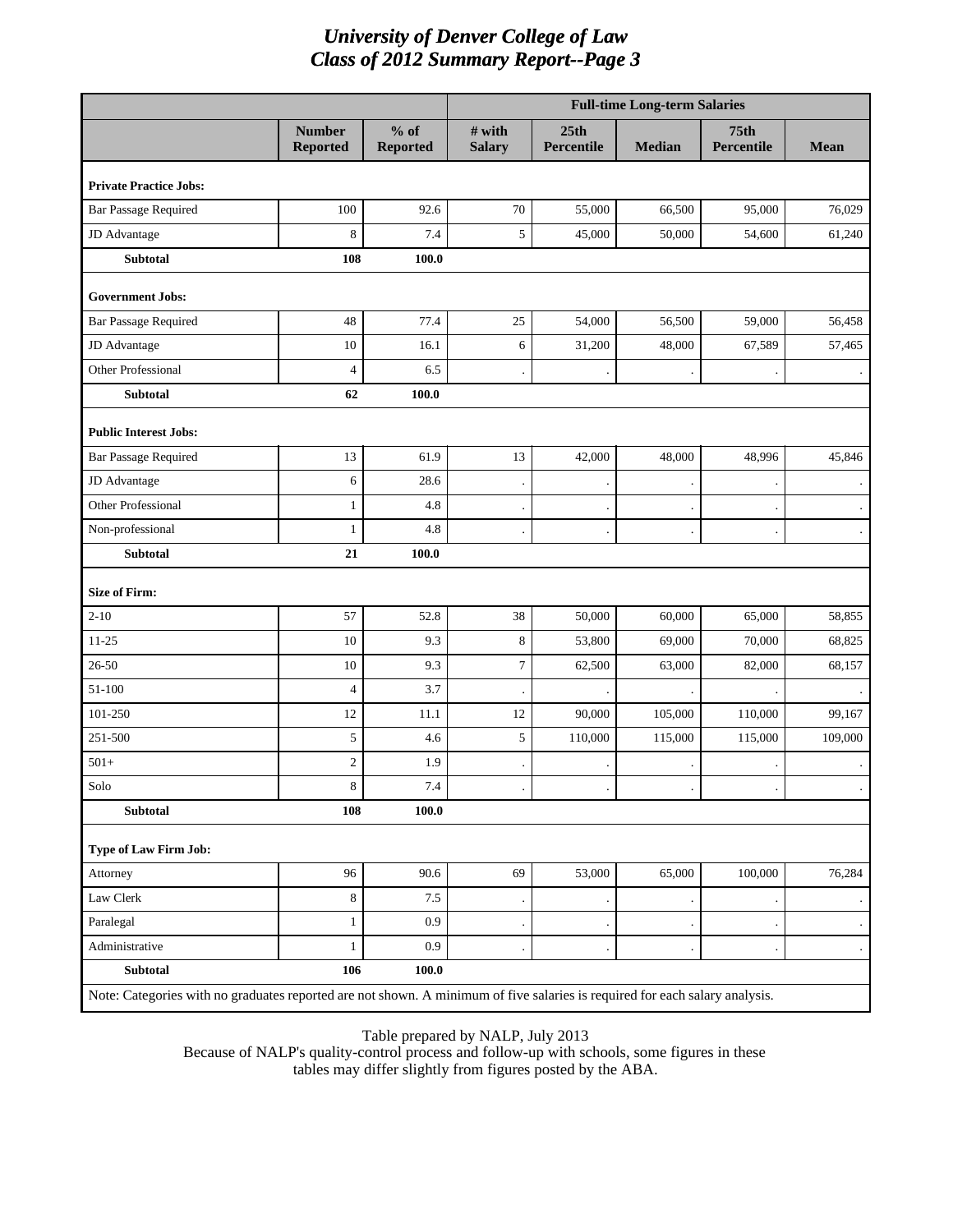# *University of Denver College of Law*
# *Class of 2012 Summary Report--Page 3*

| | | | Full-time Long-term Salaries | | | | |
|---|---|---|---|---|---|---|---|
| | **Number Reported** | **% of Reported** | **# with Salary** | **25th Percentile** | **Median** | **75th Percentile** | **Mean** |
| **Private Practice Jobs:** | | | | | | | |
| Bar Passage Required | 100 | 92.6 | 70 | 55,000 | 66,500 | 95,000 | 76,029 |
| JD Advantage | 8 | 7.4 | 5 | 45,000 | 50,000 | 54,600 | 61,240 |
| **Subtotal** | **108** | **100.0** | | | | | |
| **Government Jobs:** | | | | | | | |
| Bar Passage Required | 48 | 77.4 | 25 | 54,000 | 56,500 | 59,000 | 56,458 |
| JD Advantage | 10 | 16.1 | 6 | 31,200 | 48,000 | 67,589 | 57,465 |
| Other Professional | 4 | 6.5 | . | . | . | . | . |
| **Subtotal** | **62** | **100.0** | | | | | |
| **Public Interest Jobs:** | | | | | | | |
| Bar Passage Required | 13 | 61.9 | 13 | 42,000 | 48,000 | 48,996 | 45,846 |
| JD Advantage | 6 | 28.6 | . | . | . | . | . |
| Other Professional | 1 | 4.8 | . | . | . | . | . |
| Non-professional | 1 | 4.8 | . | . | . | . | . |
| **Subtotal** | **21** | **100.0** | | | | | |
| **Size of Firm:** | | | | | | | |
| 2-10 | 57 | 52.8 | 38 | 50,000 | 60,000 | 65,000 | 58,855 |
| 11-25 | 10 | 9.3 | 8 | 53,800 | 69,000 | 70,000 | 68,825 |
| 26-50 | 10 | 9.3 | 7 | 62,500 | 63,000 | 82,000 | 68,157 |
| 51-100 | 4 | 3.7 | . | . | . | . | . |
| 101-250 | 12 | 11.1 | 12 | 90,000 | 105,000 | 110,000 | 99,167 |
| 251-500 | 5 | 4.6 | 5 | 110,000 | 115,000 | 115,000 | 109,000 |
| 501+ | 2 | 1.9 | . | . | . | . | . |
| Solo | 8 | 7.4 | . | . | . | . | . |
| **Subtotal** | **108** | **100.0** | | | | | |
| **Type of Law Firm Job:** | | | | | | | |
| Attorney | 96 | 90.6 | 69 | 53,000 | 65,000 | 100,000 | 76,284 |
| Law Clerk | 8 | 7.5 | . | . | . | . | . |
| Paralegal | 1 | 0.9 | . | . | . | . | . |
| Administrative | 1 | 0.9 | . | . | . | . | . |
| **Subtotal** | **106** | **100.0** | | | | | |

Note: Categories with no graduates reported are not shown. A minimum of five salaries is required for each salary analysis.

Table prepared by NALP, July 2013
Because of NALP's quality-control process and follow-up with schools, some figures in these tables may differ slightly from figures posted by the ABA.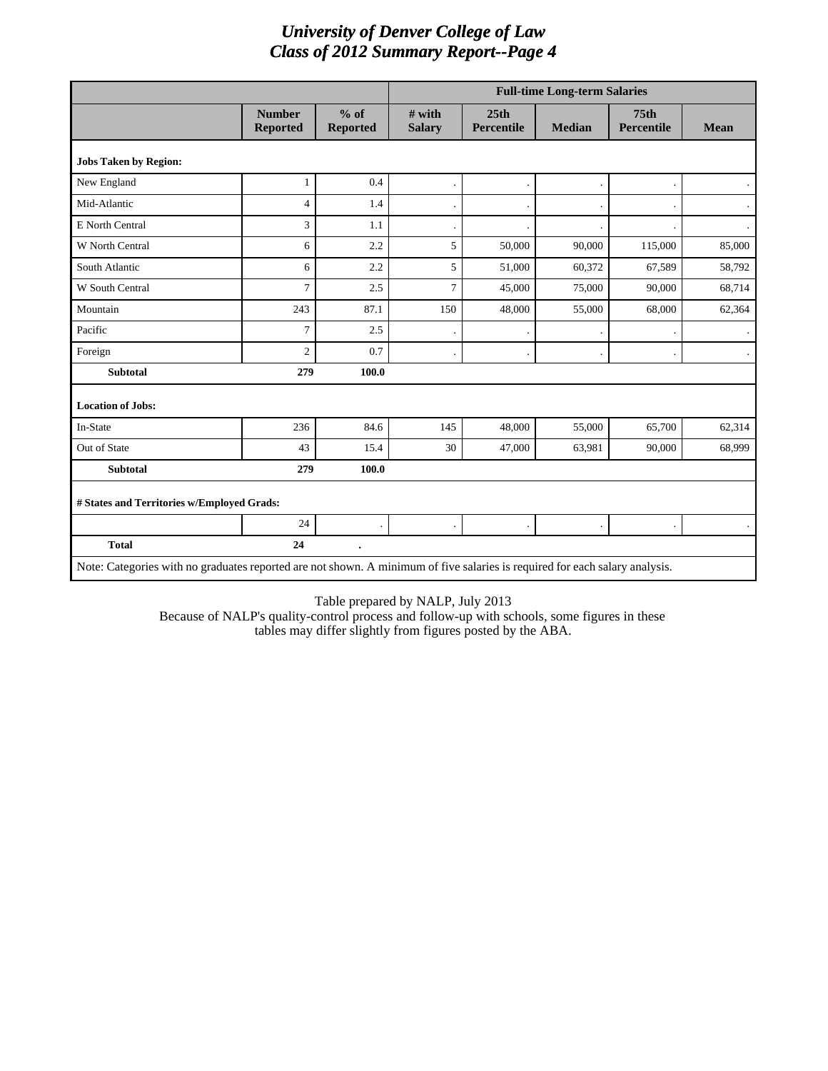# University of Denver College of Law
## Class of 2012 Summary Report--Page 4

| | | | Full-time Long-term Salaries | | | | |
|---|---|---|---|---|---|---|---|
| | Number Reported | % of Reported | # with Salary | 25th Percentile | Median | 75th Percentile | Mean |
| **Jobs Taken by Region:** | | | | | | | |
| New England | 1 | 0.4 | . | . | . | . | . |
| Mid-Atlantic | 4 | 1.4 | . | . | . | . | . |
| E North Central | 3 | 1.1 | . | . | . | . | . |
| W North Central | 6 | 2.2 | 5 | 50,000 | 90,000 | 115,000 | 85,000 |
| South Atlantic | 6 | 2.2 | 5 | 51,000 | 60,372 | 67,589 | 58,792 |
| W South Central | 7 | 2.5 | 7 | 45,000 | 75,000 | 90,000 | 68,714 |
| Mountain | 243 | 87.1 | 150 | 48,000 | 55,000 | 68,000 | 62,364 |
| Pacific | 7 | 2.5 | . | . | . | . | . |
| Foreign | 2 | 0.7 | . | . | . | . | . |
| **Subtotal** | **279** | **100.0** | | | | | |
| **Location of Jobs:** | | | | | | | |
| In-State | 236 | 84.6 | 145 | 48,000 | 55,000 | 65,700 | 62,314 |
| Out of State | 43 | 15.4 | 30 | 47,000 | 63,981 | 90,000 | 68,999 |
| **Subtotal** | **279** | **100.0** | | | | | |
| **# States and Territories w/Employed Grads:** | | | | | | | |
| | 24 | . | . | . | . | . | . |
| **Total** | **24** | **.** | | | | | |

Note: Categories with no graduates reported are not shown. A minimum of five salaries is required for each salary analysis.

Table prepared by NALP, July 2013
Because of NALP's quality-control process and follow-up with schools, some figures in these tables may differ slightly from figures posted by the ABA.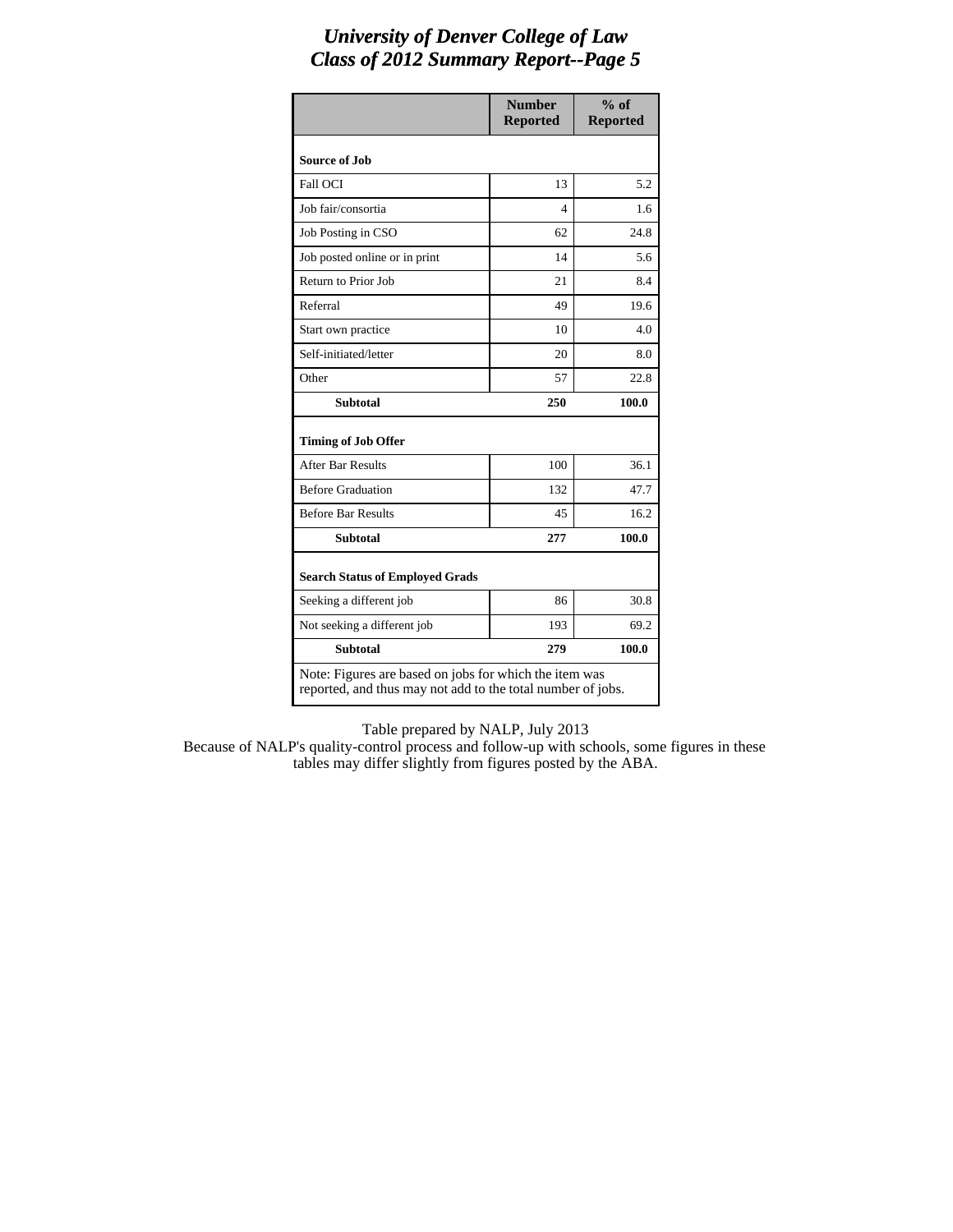# University of Denver College of Law
## Class of 2012 Summary Report--Page 5

| | Number Reported | % of Reported |
|---|---|---|
| **Source of Job** | | |
| Fall OCI | 13 | 5.2 |
| Job fair/consortia | 4 | 1.6 |
| Job Posting in CSO | 62 | 24.8 |
| Job posted online or in print | 14 | 5.6 |
| Return to Prior Job | 21 | 8.4 |
| Referral | 49 | 19.6 |
| Start own practice | 10 | 4.0 |
| Self-initiated/letter | 20 | 8.0 |
| Other | 57 | 22.8 |
| **Subtotal** | **250** | **100.0** |
| **Timing of Job Offer** | | |
| After Bar Results | 100 | 36.1 |
| Before Graduation | 132 | 47.7 |
| Before Bar Results | 45 | 16.2 |
| **Subtotal** | **277** | **100.0** |
| **Search Status of Employed Grads** | | |
| Seeking a different job | 86 | 30.8 |
| Not seeking a different job | 193 | 69.2 |
| **Subtotal** | **279** | **100.0** |

Note: Figures are based on jobs for which the item was reported, and thus may not add to the total number of jobs.

Table prepared by NALP, July 2013

Because of NALP's quality-control process and follow-up with schools, some figures in these tables may differ slightly from figures posted by the ABA.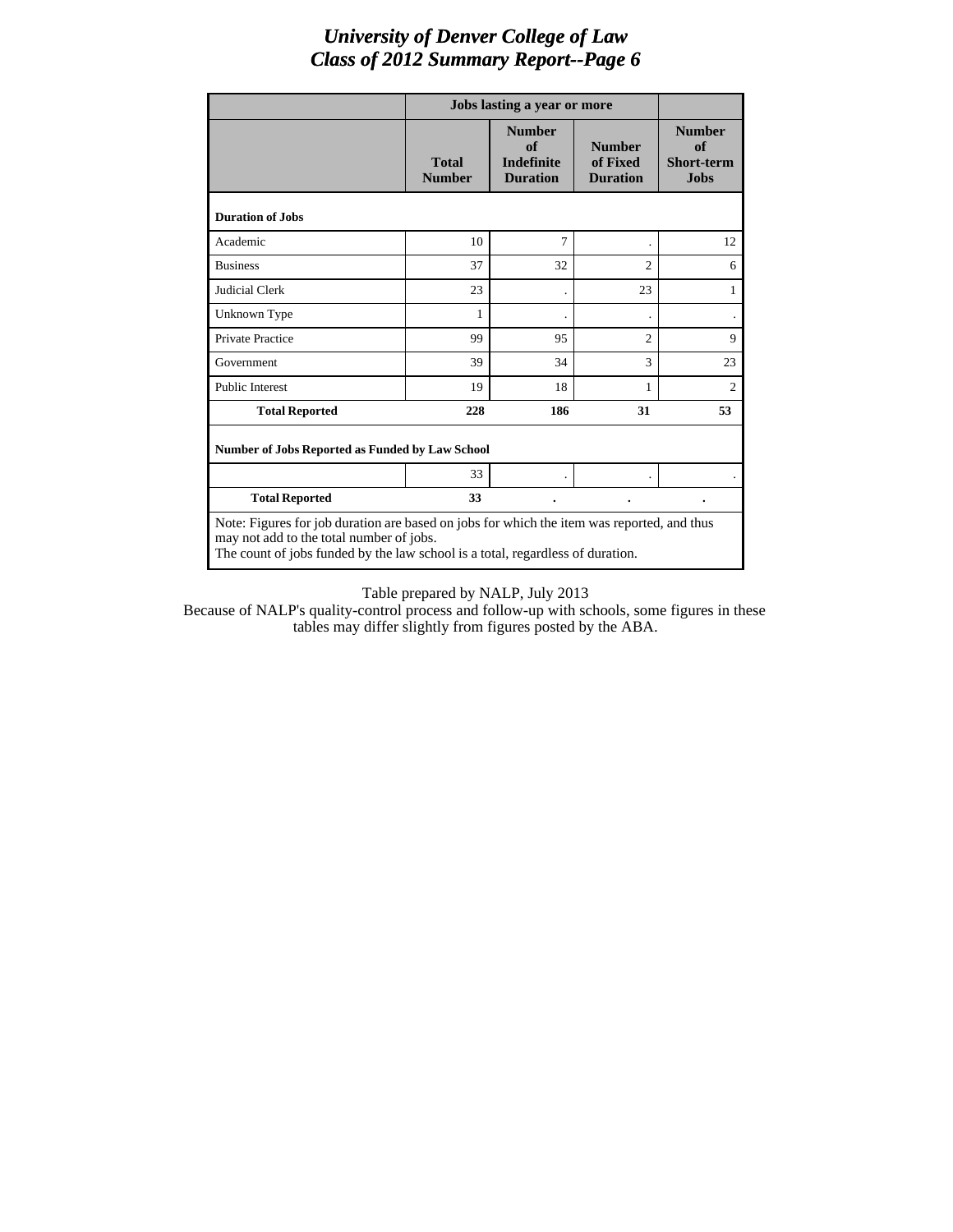# University of Denver College of Law
## Class of 2012 Summary Report--Page 6

| | Jobs lasting a year or more | | | |
|---|---|---|---|---|
| | Total Number | Number of Indefinite Duration | Number of Fixed Duration | Number of Short-term Jobs |
| **Duration of Jobs** | | | | |
| Academic | 10 | 7 | . | 12 |
| Business | 37 | 32 | 2 | 6 |
| Judicial Clerk | 23 | . | 23 | 1 |
| Unknown Type | 1 | . | . | . |
| Private Practice | 99 | 95 | 2 | 9 |
| Government | 39 | 34 | 3 | 23 |
| Public Interest | 19 | 18 | 1 | 2 |
| **Total Reported** | **228** | **186** | **31** | **53** |
| **Number of Jobs Reported as Funded by Law School** | | | | |
| | 33 | . | . | . |
| **Total Reported** | **33** | **.** | **.** | **.** |

Note: Figures for job duration are based on jobs for which the item was reported, and thus may not add to the total number of jobs.
The count of jobs funded by the law school is a total, regardless of duration.

Table prepared by NALP, July 2013
Because of NALP's quality-control process and follow-up with schools, some figures in these tables may differ slightly from figures posted by the ABA.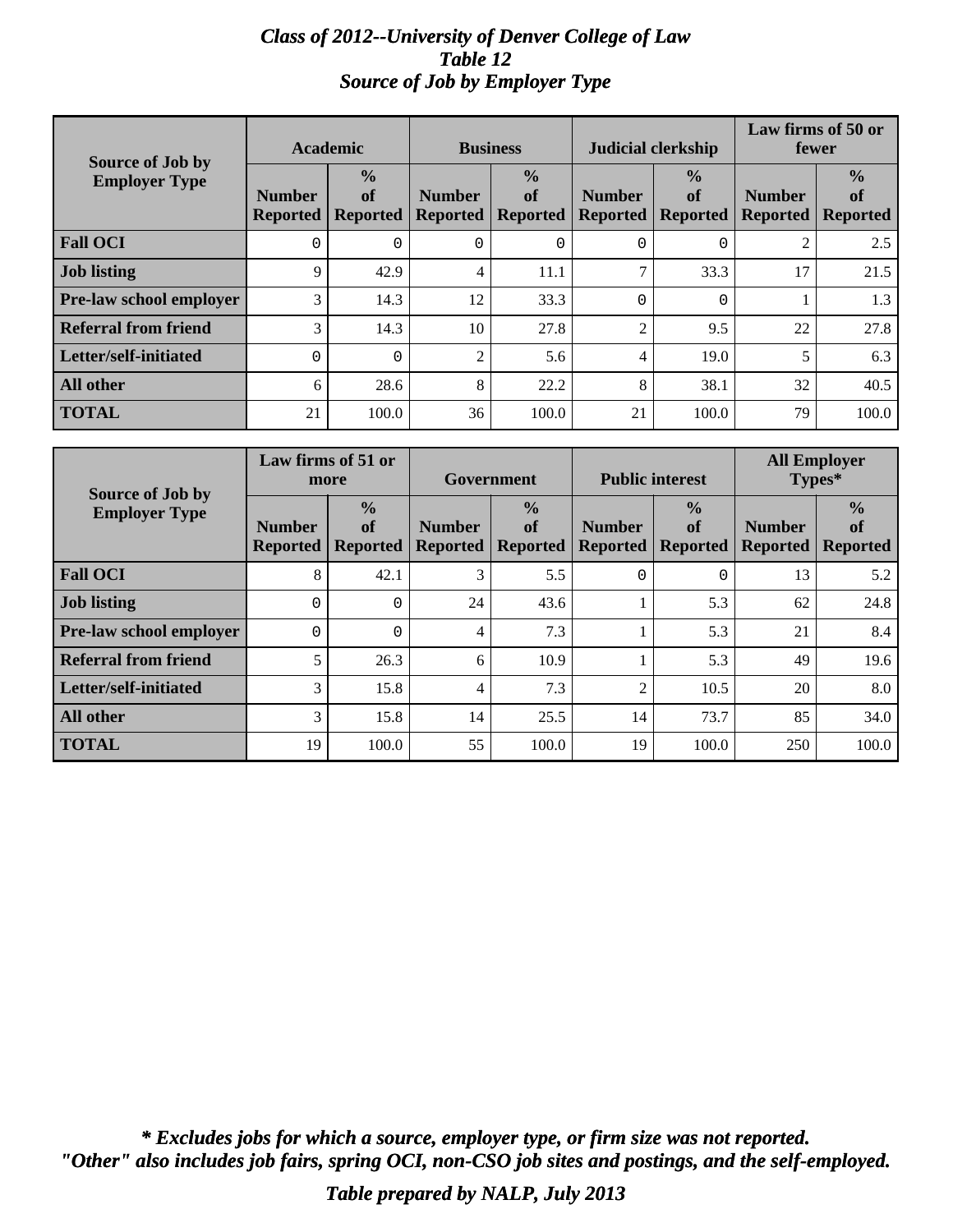# *Class of 2012--University of Denver College of Law*
## *Table 12*
## *Source of Job by Employer Type*

| Source of Job by Employer Type | Academic | | Business | | Judicial clerkship | | Law firms of 50 or fewer | |
|---|---|---|---|---|---|---|---|---|
| | Number Reported | % of Reported | Number Reported | % of Reported | Number Reported | % of Reported | Number Reported | % of Reported |
| **Fall OCI** | 0 | 0 | 0 | 0 | 0 | 0 | 2 | 2.5 |
| **Job listing** | 9 | 42.9 | 4 | 11.1 | 7 | 33.3 | 17 | 21.5 |
| **Pre-law school employer** | 3 | 14.3 | 12 | 33.3 | 0 | 0 | 1 | 1.3 |
| **Referral from friend** | 3 | 14.3 | 10 | 27.8 | 2 | 9.5 | 22 | 27.8 |
| **Letter/self-initiated** | 0 | 0 | 2 | 5.6 | 4 | 19.0 | 5 | 6.3 |
| **All other** | 6 | 28.6 | 8 | 22.2 | 8 | 38.1 | 32 | 40.5 |
| **TOTAL** | 21 | 100.0 | 36 | 100.0 | 21 | 100.0 | 79 | 100.0 |

| Source of Job by Employer Type | Law firms of 51 or more | | Government | | Public interest | | All Employer Types* | |
|---|---|---|---|---|---|---|---|---|
| | Number Reported | % of Reported | Number Reported | % of Reported | Number Reported | % of Reported | Number Reported | % of Reported |
| **Fall OCI** | 8 | 42.1 | 3 | 5.5 | 0 | 0 | 13 | 5.2 |
| **Job listing** | 0 | 0 | 24 | 43.6 | 1 | 5.3 | 62 | 24.8 |
| **Pre-law school employer** | 0 | 0 | 4 | 7.3 | 1 | 5.3 | 21 | 8.4 |
| **Referral from friend** | 5 | 26.3 | 6 | 10.9 | 1 | 5.3 | 49 | 19.6 |
| **Letter/self-initiated** | 3 | 15.8 | 4 | 7.3 | 2 | 10.5 | 20 | 8.0 |
| **All other** | 3 | 15.8 | 14 | 25.5 | 14 | 73.7 | 85 | 34.0 |
| **TOTAL** | 19 | 100.0 | 55 | 100.0 | 19 | 100.0 | 250 | 100.0 |

***\* Excludes jobs for which a source, employer type, or firm size was not reported.***
***"Other" also includes job fairs, spring OCI, non-CSO job sites and postings, and the self-employed.***

***Table prepared by NALP, July 2013***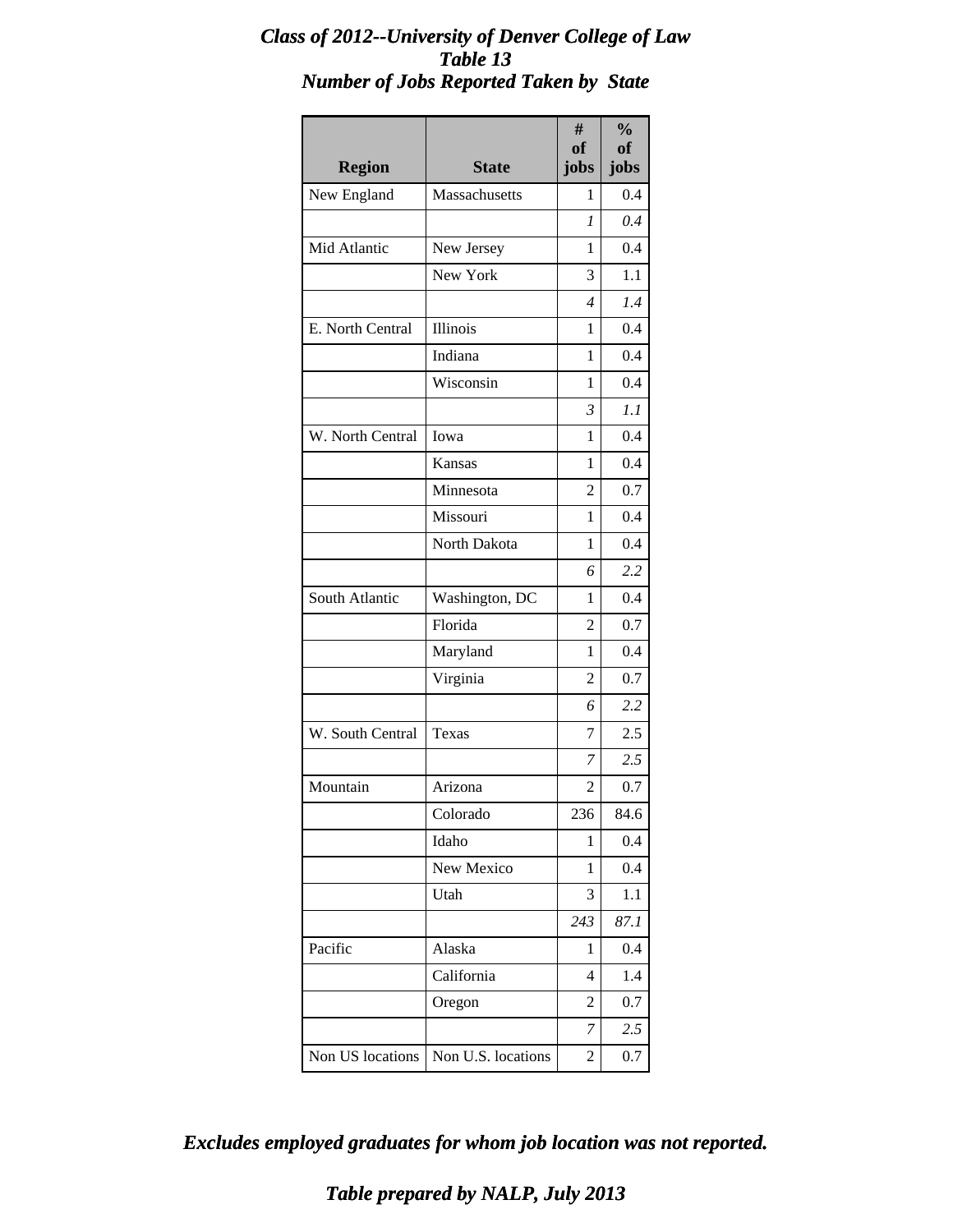# *Class of 2012--University of Denver College of Law*
## *Table 13*
## *Number of Jobs Reported Taken by State*

| Region | State | # of jobs | % of jobs |
|---|---|---|---|
| New England | Massachusetts | 1 | 0.4 |
| | | *1* | *0.4* |
| Mid Atlantic | New Jersey | 1 | 0.4 |
| | New York | 3 | 1.1 |
| | | *4* | *1.4* |
| E. North Central | Illinois | 1 | 0.4 |
| | Indiana | 1 | 0.4 |
| | Wisconsin | 1 | 0.4 |
| | | *3* | *1.1* |
| W. North Central | Iowa | 1 | 0.4 |
| | Kansas | 1 | 0.4 |
| | Minnesota | 2 | 0.7 |
| | Missouri | 1 | 0.4 |
| | North Dakota | 1 | 0.4 |
| | | *6* | *2.2* |
| South Atlantic | Washington, DC | 1 | 0.4 |
| | Florida | 2 | 0.7 |
| | Maryland | 1 | 0.4 |
| | Virginia | 2 | 0.7 |
| | | *6* | *2.2* |
| W. South Central | Texas | 7 | 2.5 |
| | | *7* | *2.5* |
| Mountain | Arizona | 2 | 0.7 |
| | Colorado | 236 | 84.6 |
| | Idaho | 1 | 0.4 |
| | New Mexico | 1 | 0.4 |
| | Utah | 3 | 1.1 |
| | | *243* | *87.1* |
| Pacific | Alaska | 1 | 0.4 |
| | California | 4 | 1.4 |
| | Oregon | 2 | 0.7 |
| | | *7* | *2.5* |
| Non US locations | Non U.S. locations | 2 | 0.7 |

***Excludes employed graduates for whom job location was not reported.***

***Table prepared by NALP, July 2013***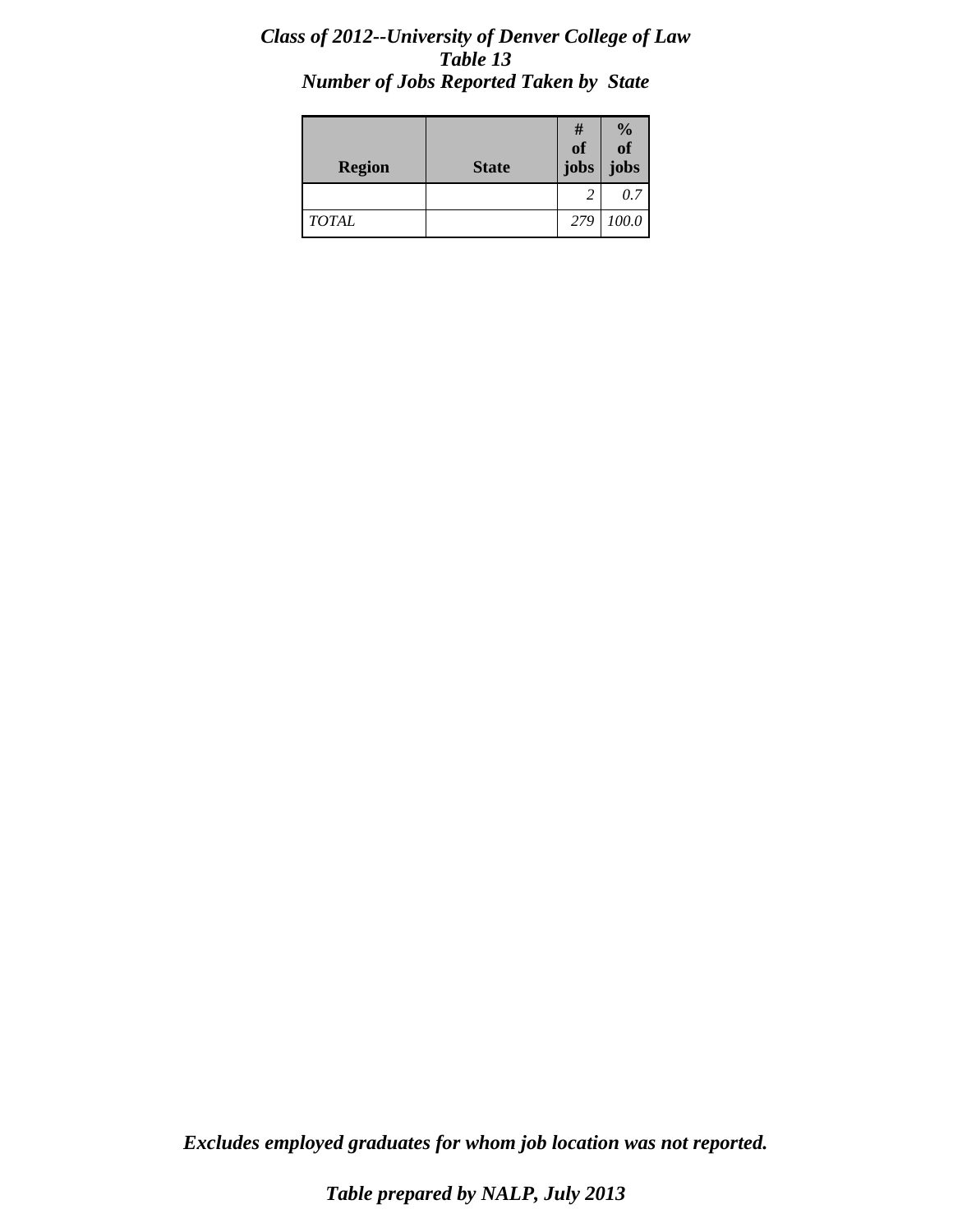***Class of 2012--University of Denver College of Law***
***Table 13***
***Number of Jobs Reported Taken by State***

| Region | State | # of jobs | % of jobs |
|---|---|---|---|
| | | *2* | *0.7* |
| *TOTAL* | | *279* | *100.0* |

***Excludes employed graduates for whom job location was not reported.***

***Table prepared by NALP, July 2013***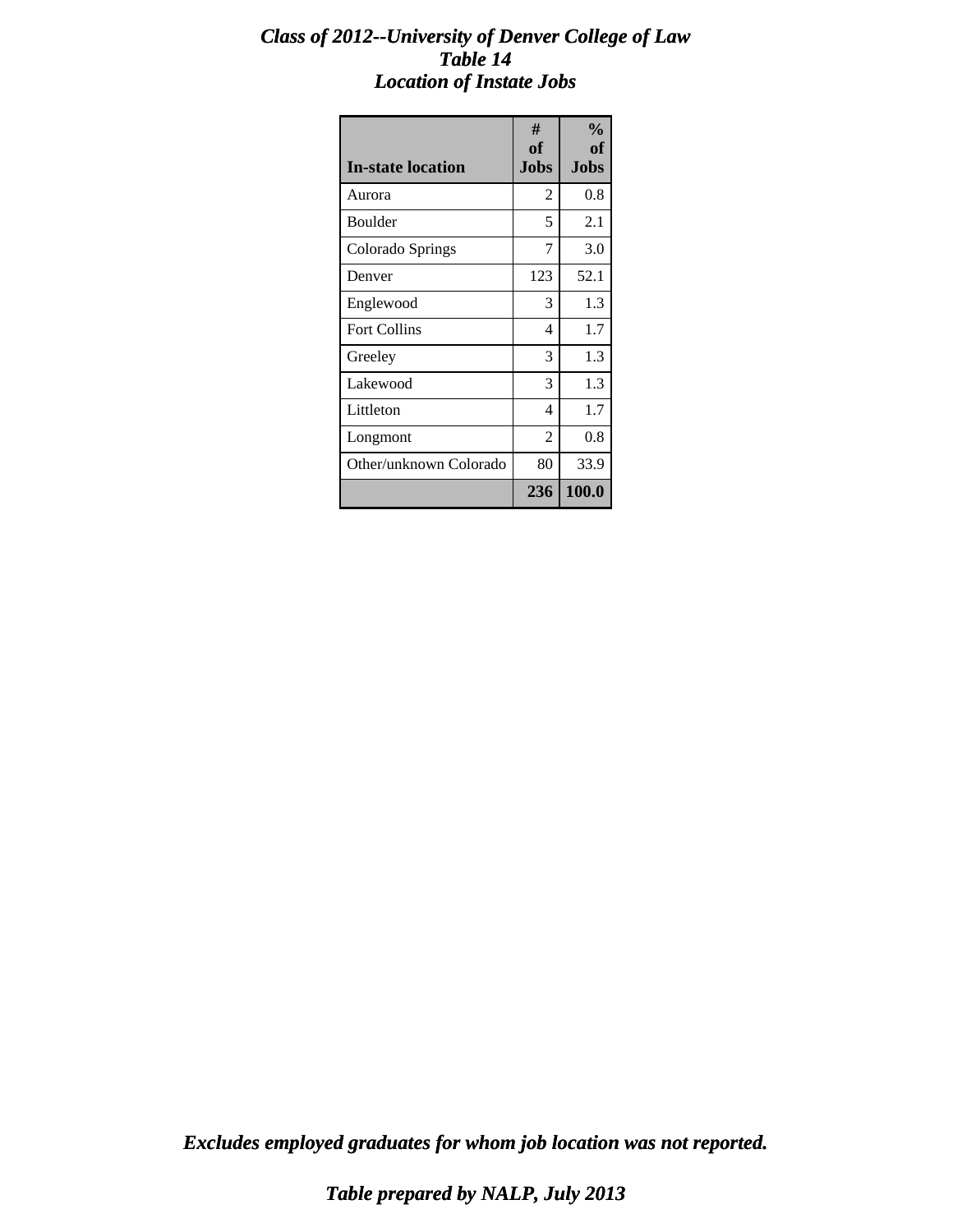***Class of 2012--University of Denver College of Law***
***Table 14***
***Location of Instate Jobs***

| In-state location | # of Jobs | % of Jobs |
|---|---|---|
| Aurora | 2 | 0.8 |
| Boulder | 5 | 2.1 |
| Colorado Springs | 7 | 3.0 |
| Denver | 123 | 52.1 |
| Englewood | 3 | 1.3 |
| Fort Collins | 4 | 1.7 |
| Greeley | 3 | 1.3 |
| Lakewood | 3 | 1.3 |
| Littleton | 4 | 1.7 |
| Longmont | 2 | 0.8 |
| Other/unknown Colorado | 80 | 33.9 |
| | **236** | **100.0** |

***Excludes employed graduates for whom job location was not reported.***

***Table prepared by NALP, July 2013***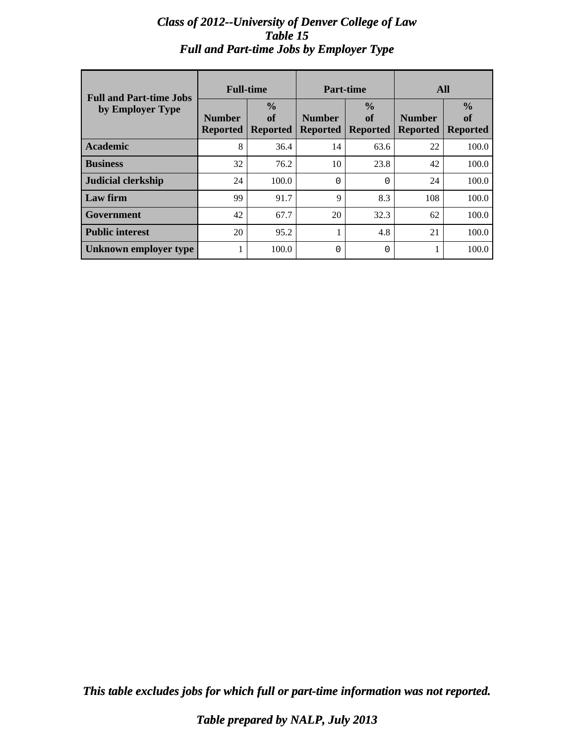# *Class of 2012--University of Denver College of Law*
## *Table 15*
## *Full and Part-time Jobs by Employer Type*

| Full and Part-time Jobs by Employer Type | Full-time | | Part-time | | All | |
|---|---|---|---|---|---|---|
| | Number Reported | % of Reported | Number Reported | % of Reported | Number Reported | % of Reported |
| **Academic** | 8 | 36.4 | 14 | 63.6 | 22 | 100.0 |
| **Business** | 32 | 76.2 | 10 | 23.8 | 42 | 100.0 |
| **Judicial clerkship** | 24 | 100.0 | 0 | 0 | 24 | 100.0 |
| **Law firm** | 99 | 91.7 | 9 | 8.3 | 108 | 100.0 |
| **Government** | 42 | 67.7 | 20 | 32.3 | 62 | 100.0 |
| **Public interest** | 20 | 95.2 | 1 | 4.8 | 21 | 100.0 |
| **Unknown employer type** | 1 | 100.0 | 0 | 0 | 1 | 100.0 |

***This table excludes jobs for which full or part-time information was not reported.***

***Table prepared by NALP, July 2013***